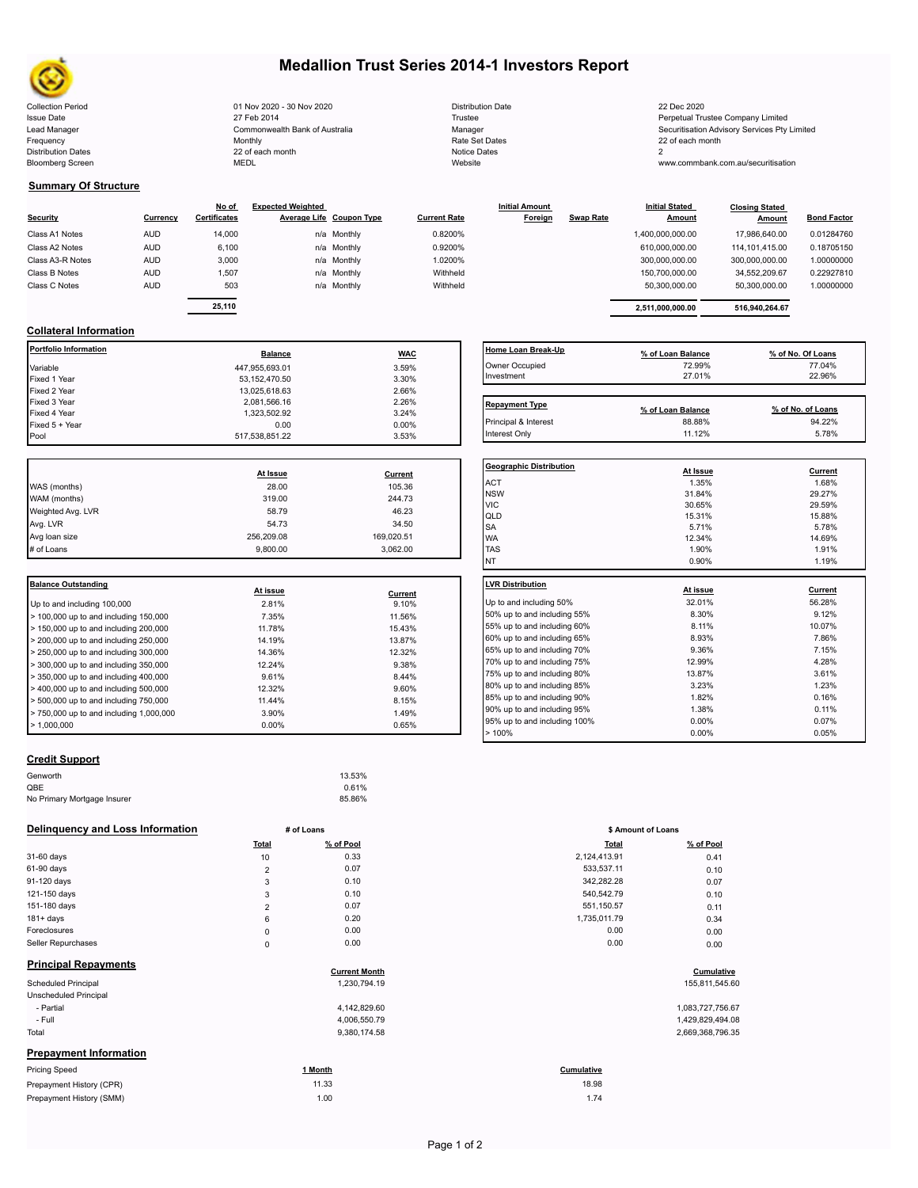# Medallion Trust Series 2014-1 Investors Report

| | | | |
|---|---|---|---|
| Collection Period | 01 Nov 2020 - 30 Nov 2020 | Distribution Date | 22 Dec 2020 |
| Issue Date | 27 Feb 2014 | Trustee | Perpetual Trustee Company Limited |
| Lead Manager | Commonwealth Bank of Australia | Manager | Securitisation Advisory Services Pty Limited |
| Frequency | Monthly | Rate Set Dates | 22 of each month |
| Distribution Dates | 22 of each month | Notice Dates | 2 |
| Bloomberg Screen | MEDL | Website | www.commbank.com.au/securitisation |

## Summary Of Structure

| Security | Currency | No of Certificates | Expected Weighted Average Life | Coupon Type | Current Rate | Initial Amount Foreign | Swap Rate | Initial Stated Amount | Closing Stated Amount | Bond Factor |
|---|---|---|---|---|---|---|---|---|---|---|
| Class A1 Notes | AUD | 14,000 | n/a | Monthly | 0.8200% | | | 1,400,000,000.00 | 17,986,640.00 | 0.01284760 |
| Class A2 Notes | AUD | 6,100 | n/a | Monthly | 0.9200% | | | 610,000,000.00 | 114,101,415.00 | 0.18705150 |
| Class A3-R Notes | AUD | 3,000 | n/a | Monthly | 1.0200% | | | 300,000,000.00 | 300,000,000.00 | 1.00000000 |
| Class B Notes | AUD | 1,507 | n/a | Monthly | Withheld | | | 150,700,000.00 | 34,552,209.67 | 0.22927810 |
| Class C Notes | AUD | 503 | n/a | Monthly | Withheld | | | 50,300,000.00 | 50,300,000.00 | 1.00000000 |
| | | 25,110 | | | | | | 2,511,000,000.00 | 516,940,264.67 | |

## Collateral Information

| Portfolio Information | Balance | WAC |
|---|---|---|
| Variable | 447,955,693.01 | 3.59% |
| Fixed 1 Year | 53,152,470.50 | 3.30% |
| Fixed 2 Year | 13,025,618.63 | 2.66% |
| Fixed 3 Year | 2,081,566.16 | 2.26% |
| Fixed 4 Year | 1,323,502.92 | 3.24% |
| Fixed 5 + Year | 0.00 | 0.00% |
| Pool | 517,538,851.22 | 3.53% |

| Home Loan Break-Up | % of Loan Balance | % of No. Of Loans |
|---|---|---|
| Owner Occupied | 72.99% | 77.04% |
| Investment | 27.01% | 22.96% |

| Repayment Type | % of Loan Balance | % of No. of Loans |
|---|---|---|
| Principal & Interest | 88.88% | 94.22% |
| Interest Only | 11.12% | 5.78% |

| | At Issue | Current |
|---|---|---|
| WAS (months) | 28.00 | 105.36 |
| WAM (months) | 319.00 | 244.73 |
| Weighted Avg. LVR | 58.79 | 46.23 |
| Avg. LVR | 54.73 | 34.50 |
| Avg loan size | 256,209.08 | 169,020.51 |
| # of Loans | 9,800.00 | 3,062.00 |

| Geographic Distribution | At Issue | Current |
|---|---|---|
| ACT | 1.35% | 1.68% |
| NSW | 31.84% | 29.27% |
| VIC | 30.65% | 29.59% |
| QLD | 15.31% | 15.88% |
| SA | 5.71% | 5.78% |
| WA | 12.34% | 14.69% |
| TAS | 1.90% | 1.91% |
| NT | 0.90% | 1.19% |

| Balance Outstanding | At issue | Current |
|---|---|---|
| Up to and including 100,000 | 2.81% | 9.10% |
| > 100,000 up to and including 150,000 | 7.35% | 11.56% |
| > 150,000 up to and including 200,000 | 11.78% | 15.43% |
| > 200,000 up to and including 250,000 | 14.19% | 13.87% |
| > 250,000 up to and including 300,000 | 14.36% | 12.32% |
| > 300,000 up to and including 350,000 | 12.24% | 9.38% |
| > 350,000 up to and including 400,000 | 9.61% | 8.44% |
| > 400,000 up to and including 500,000 | 12.32% | 9.60% |
| > 500,000 up to and including 750,000 | 11.44% | 8.15% |
| > 750,000 up to and including 1,000,000 | 3.90% | 1.49% |
| > 1,000,000 | 0.00% | 0.65% |

| LVR Distribution | At issue | Current |
|---|---|---|
| Up to and including 50% | 32.01% | 56.28% |
| 50% up to and including 55% | 8.30% | 9.12% |
| 55% up to and including 60% | 8.11% | 10.07% |
| 60% up to and including 65% | 8.93% | 7.86% |
| 65% up to and including 70% | 9.36% | 7.15% |
| 70% up to and including 75% | 12.99% | 4.28% |
| 75% up to and including 80% | 13.87% | 3.61% |
| 80% up to and including 85% | 3.23% | 1.23% |
| 85% up to and including 90% | 1.82% | 0.16% |
| 90% up to and including 95% | 1.38% | 0.11% |
| 95% up to and including 100% | 0.00% | 0.07% |
| > 100% | 0.00% | 0.05% |

## Credit Support

| | |
|---|---|
| Genworth | 13.53% |
| QBE | 0.61% |
| No Primary Mortgage Insurer | 85.86% |

## Delinquency and Loss Information

| | # of Loans Total | # of Loans % of Pool | $ Amount of Loans Total | $ Amount of Loans % of Pool |
|---|---|---|---|---|
| 31-60 days | 10 | 0.33 | 2,124,413.91 | 0.41 |
| 61-90 days | 2 | 0.07 | 533,537.11 | 0.10 |
| 91-120 days | 3 | 0.10 | 342,282.28 | 0.07 |
| 121-150 days | 3 | 0.10 | 540,542.79 | 0.10 |
| 151-180 days | 2 | 0.07 | 551,150.57 | 0.11 |
| 181+ days | 6 | 0.20 | 1,735,011.79 | 0.34 |
| Foreclosures | 0 | 0.00 | 0.00 | 0.00 |
| Seller Repurchases | 0 | 0.00 | 0.00 | 0.00 |

## Principal Repayments

| | Current Month | Cumulative |
|---|---|---|
| Scheduled Principal | 1,230,794.19 | 155,811,545.60 |
| Unscheduled Principal | | |
| - Partial | 4,142,829.60 | 1,083,727,756.67 |
| - Full | 4,006,550.79 | 1,429,829,494.08 |
| Total | 9,380,174.58 | 2,669,368,796.35 |

## Prepayment Information

| Pricing Speed | 1 Month | Cumulative |
|---|---|---|
| Prepayment History (CPR) | 11.33 | 18.98 |
| Prepayment History (SMM) | 1.00 | 1.74 |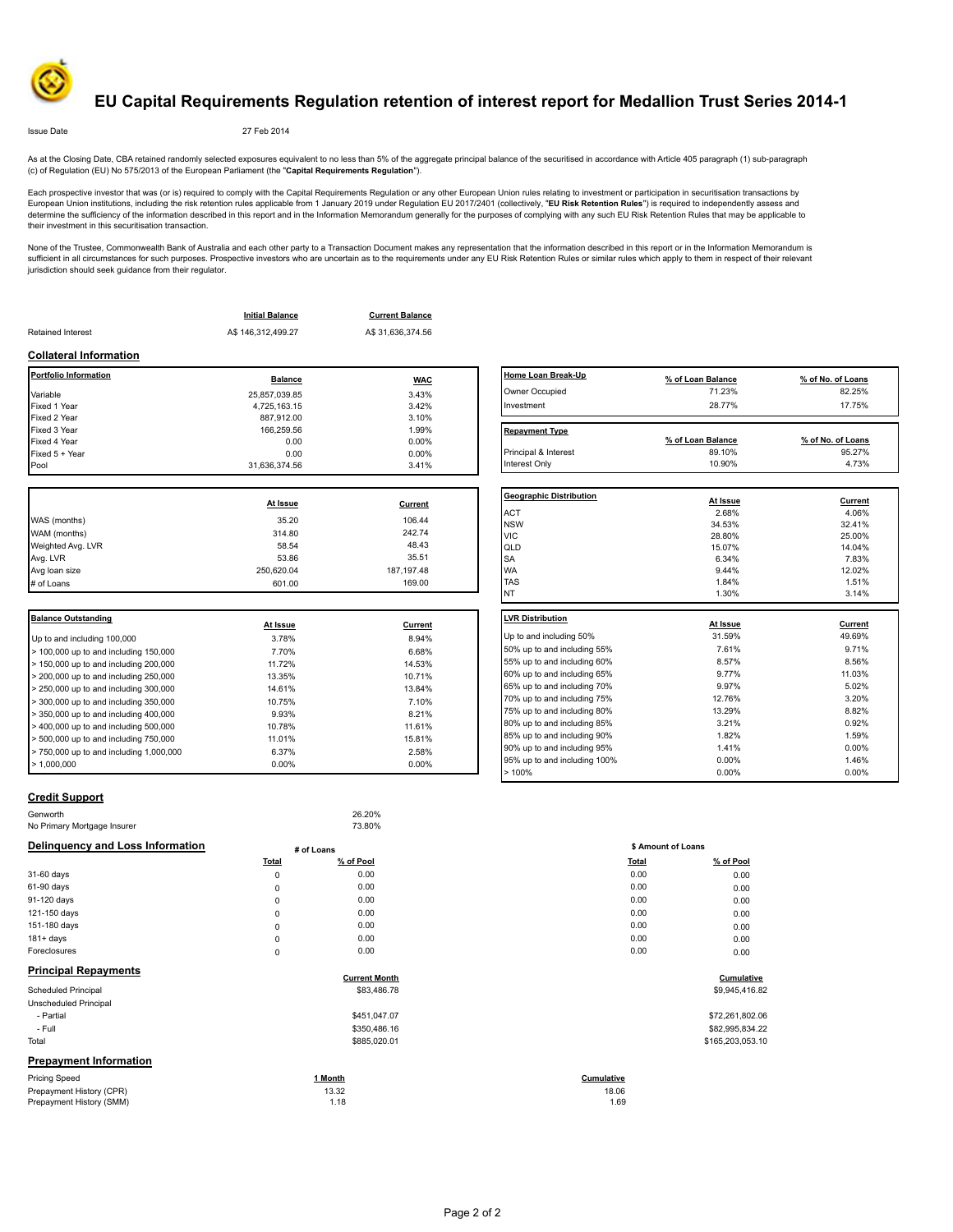# EU Capital Requirements Regulation retention of interest report for Medallion Trust Series 2014-1

Issue Date 27 Feb 2014

As at the Closing Date, CBA retained randomly selected exposures equivalent to no less than 5% of the aggregate principal balance of the securitised in accordance with Article 405 paragraph (1) sub-paragraph (c) of Regulation (EU) No 575/2013 of the European Parliament (the "**Capital Requirements Regulation**").

Each prospective investor that was (or is) required to comply with the Capital Requirements Regulation or any other European Union rules relating to investment or participation in securitisation transactions by European Union institutions, including the risk retention rules applicable from 1 January 2019 under Regulation EU 2017/2401 (collectively, "**EU Risk Retention Rules**") is required to independently assess and determine the sufficiency of the information described in this report and in the Information Memorandum generally for the purposes of complying with any such EU Risk Retention Rules that may be applicable to their investment in this securitisation transaction.

None of the Trustee, Commonwealth Bank of Australia and each other party to a Transaction Document makes any representation that the information described in this report or in the Information Memorandum is sufficient in all circumstances for such purposes. Prospective investors who are uncertain as to the requirements under any EU Risk Retention Rules or similar rules which apply to them in respect of their relevant jurisdiction should seek guidance from their regulator.

| | Initial Balance | Current Balance |
|---|---|---|
| Retained Interest | A$ 146,312,499.27 | A$ 31,636,374.56 |

## Collateral Information

| Portfolio Information | Balance | WAC |
|---|---|---|
| Variable | 25,857,039.85 | 3.43% |
| Fixed 1 Year | 4,725,163.15 | 3.42% |
| Fixed 2 Year | 887,912.00 | 3.10% |
| Fixed 3 Year | 166,259.56 | 1.99% |
| Fixed 4 Year | 0.00 | 0.00% |
| Fixed 5 + Year | 0.00 | 0.00% |
| Pool | 31,636,374.56 | 3.41% |

| | At Issue | Current |
|---|---|---|
| WAS (months) | 35.20 | 106.44 |
| WAM (months) | 314.80 | 242.74 |
| Weighted Avg. LVR | 58.54 | 48.43 |
| Avg. LVR | 53.86 | 35.51 |
| Avg loan size | 250,620.04 | 187,197.48 |
| # of Loans | 601.00 | 169.00 |

| Balance Outstanding | At Issue | Current |
|---|---|---|
| Up to and including 100,000 | 3.78% | 8.94% |
| > 100,000 up to and including 150,000 | 7.70% | 6.68% |
| > 150,000 up to and including 200,000 | 11.72% | 14.53% |
| > 200,000 up to and including 250,000 | 13.35% | 10.71% |
| > 250,000 up to and including 300,000 | 14.61% | 13.84% |
| > 300,000 up to and including 350,000 | 10.75% | 7.10% |
| > 350,000 up to and including 400,000 | 9.93% | 8.21% |
| > 400,000 up to and including 500,000 | 10.78% | 11.61% |
| > 500,000 up to and including 750,000 | 11.01% | 15.81% |
| > 750,000 up to and including 1,000,000 | 6.37% | 2.58% |
| > 1,000,000 | 0.00% | 0.00% |

| Home Loan Break-Up | % of Loan Balance | % of No. of Loans |
|---|---|---|
| Owner Occupied | 71.23% | 82.25% |
| Investment | 28.77% | 17.75% |

| Repayment Type | % of Loan Balance | % of No. of Loans |
|---|---|---|
| Principal & Interest | 89.10% | 95.27% |
| Interest Only | 10.90% | 4.73% |

| Geographic Distribution | At Issue | Current |
|---|---|---|
| ACT | 2.68% | 4.06% |
| NSW | 34.53% | 32.41% |
| VIC | 28.80% | 25.00% |
| QLD | 15.07% | 14.04% |
| SA | 6.34% | 7.83% |
| WA | 9.44% | 12.02% |
| TAS | 1.84% | 1.51% |
| NT | 1.30% | 3.14% |

| LVR Distribution | At Issue | Current |
|---|---|---|
| Up to and including 50% | 31.59% | 49.69% |
| 50% up to and including 55% | 7.61% | 9.71% |
| 55% up to and including 60% | 8.57% | 8.56% |
| 60% up to and including 65% | 9.77% | 11.03% |
| 65% up to and including 70% | 9.97% | 5.02% |
| 70% up to and including 75% | 12.76% | 3.20% |
| 75% up to and including 80% | 13.29% | 8.82% |
| 80% up to and including 85% | 3.21% | 0.92% |
| 85% up to and including 90% | 1.82% | 1.59% |
| 90% up to and including 95% | 1.41% | 0.00% |
| 95% up to and including 100% | 0.00% | 1.46% |
| > 100% | 0.00% | 0.00% |

## Credit Support

| | |
|---|---|
| Genworth | 26.20% |
| No Primary Mortgage Insurer | 73.80% |

## Delinquency and Loss Information

| | # of Loans | | $ Amount of Loans | |
|---|---|---|---|---|
| | Total | % of Pool | Total | % of Pool |
| 31-60 days | 0 | 0.00 | 0.00 | 0.00 |
| 61-90 days | 0 | 0.00 | 0.00 | 0.00 |
| 91-120 days | 0 | 0.00 | 0.00 | 0.00 |
| 121-150 days | 0 | 0.00 | 0.00 | 0.00 |
| 151-180 days | 0 | 0.00 | 0.00 | 0.00 |
| 181+ days | 0 | 0.00 | 0.00 | 0.00 |
| Foreclosures | 0 | 0.00 | 0.00 | 0.00 |

## Principal Repayments

| | Current Month | Cumulative |
|---|---|---|
| Scheduled Principal | $83,486.78 | $9,945,416.82 |
| Unscheduled Principal | | |
| - Partial | $451,047.07 | $72,261,802.06 |
| - Full | $350,486.16 | $82,995,834.22 |
| Total | $885,020.01 | $165,203,053.10 |

## Prepayment Information

| Pricing Speed | 1 Month | Cumulative |
|---|---|---|
| Prepayment History (CPR) | 13.32 | 18.06 |
| Prepayment History (SMM) | 1.18 | 1.69 |